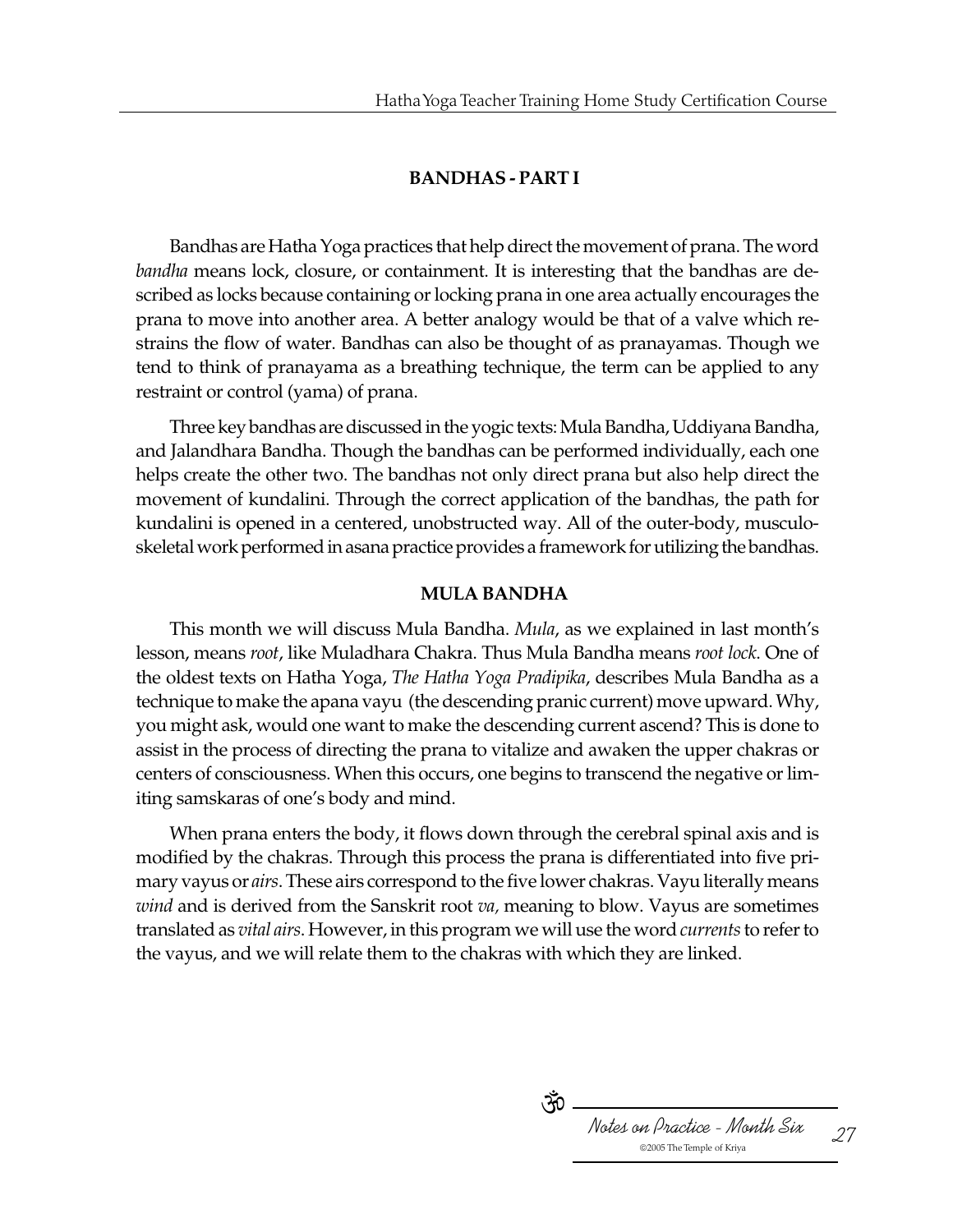## BANDHAS - PART I

Bandhas are Hatha Yoga practices that help direct the movement of prana. The word *bandha* means lock, closure, or containment. It is interesting that the bandhas are described as locks because containing or locking prana in one area actually encourages the prana to move into another area. A better analogy would be that of a valve which restrains the flow of water. Bandhas can also be thought of as pranayamas. Though we tend to think of pranayama as a breathing technique, the term can be applied to any restraint or control (yama) of prana.

Three key bandhas are discussed in the yogic texts: Mula Bandha, Uddiyana Bandha, and Jalandhara Bandha. Though the bandhas can be performed individually, each one helps create the other two. The bandhas not only direct prana but also help direct the movement of kundalini. Through the correct application of the bandhas, the path for kundalini is opened in a centered, unobstructed way. All of the outer-body, musculoskeletal work performed in asana practice provides a framework for utilizing the bandhas.

### MULA BANDHA

This month we will discuss Mula Bandha. *Mula*, as we explained in last month's lesson, means *root*, like Muladhara Chakra. Thus Mula Bandha means *root lock*. One of the oldest texts on Hatha Yoga, *The Hatha Yoga Pradipika*, describes Mula Bandha as a technique to make the apana vayu (the descending pranic current) move upward. Why, you might ask, would one want to make the descending current ascend? This is done to assist in the process of directing the prana to vitalize and awaken the upper chakras or centers of consciousness. When this occurs, one begins to transcend the negative or limiting samskaras of one's body and mind.

When prana enters the body, it flows down through the cerebral spinal axis and is modified by the chakras. Through this process the prana is differentiated into five primary vayus or *airs*. These airs correspond to the five lower chakras. Vayu literally means *wind* and is derived from the Sanskrit root *va,* meaning to blow. Vayus are sometimes translated as *vital airs*. However, in this program we will use the word *currents* to refer to the vayus, and we will relate them to the chakras with which they are linked.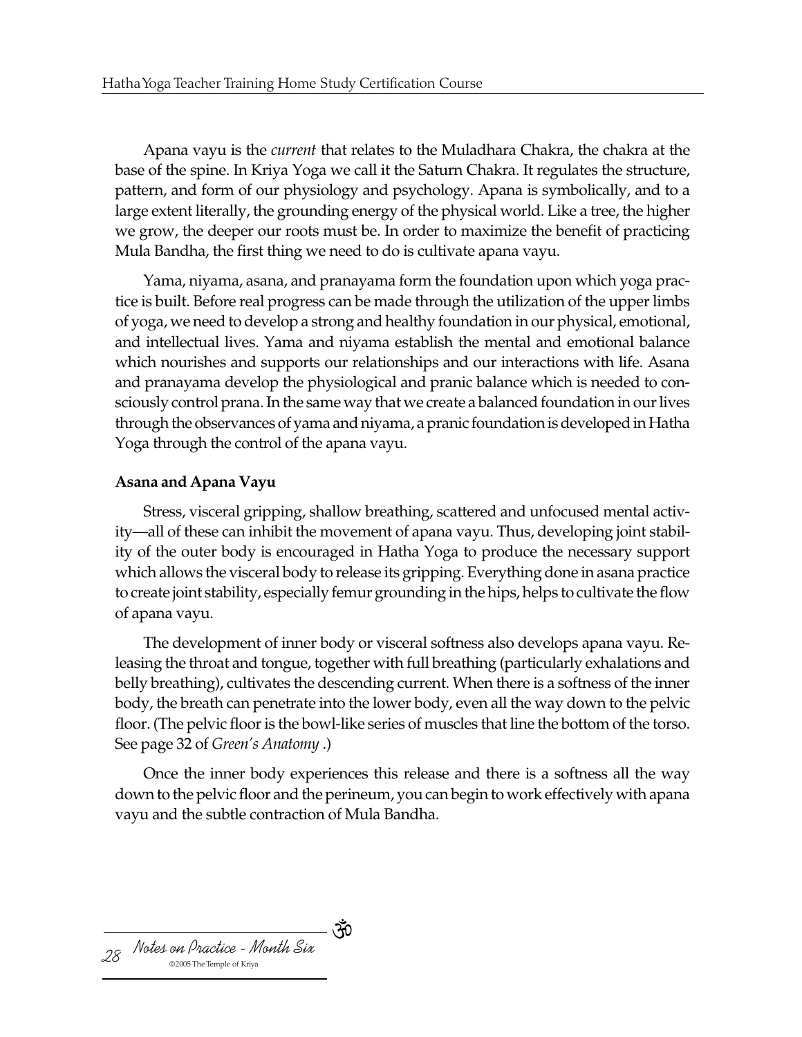Apana vayu is the *current* that relates to the Muladhara Chakra, the chakra at the base of the spine. In Kriya Yoga we call it the Saturn Chakra. It regulates the structure, pattern, and form of our physiology and psychology. Apana is symbolically, and to a large extent literally, the grounding energy of the physical world. Like a tree, the higher we grow, the deeper our roots must be. In order to maximize the benefit of practicing Mula Bandha, the first thing we need to do is cultivate apana vayu.

Yama, niyama, asana, and pranayama form the foundation upon which yoga practice is built. Before real progress can be made through the utilization of the upper limbs of yoga, we need to develop a strong and healthy foundation in our physical, emotional, and intellectual lives. Yama and niyama establish the mental and emotional balance which nourishes and supports our relationships and our interactions with life. Asana and pranayama develop the physiological and pranic balance which is needed to consciously control prana. In the same way that we create a balanced foundation in our lives through the observances of yama and niyama, a pranic foundation is developed in Hatha Yoga through the control of the apana vayu.

**Asana and Apana Vayu**

Stress, visceral gripping, shallow breathing, scattered and unfocused mental activity—all of these can inhibit the movement of apana vayu. Thus, developing joint stability of the outer body is encouraged in Hatha Yoga to produce the necessary support which allows the visceral body to release its gripping. Everything done in asana practice to create joint stability, especially femur grounding in the hips, helps to cultivate the flow of apana vayu.

The development of inner body or visceral softness also develops apana vayu. Releasing the throat and tongue, together with full breathing (particularly exhalations and belly breathing), cultivates the descending current. When there is a softness of the inner body, the breath can penetrate into the lower body, even all the way down to the pelvic floor. (The pelvic floor is the bowl-like series of muscles that line the bottom of the torso. See page 32 of *Green's Anatomy* .)

Once the inner body experiences this release and there is a softness all the way down to the pelvic floor and the perineum, you can begin to work effectively with apana vayu and the subtle contraction of Mula Bandha.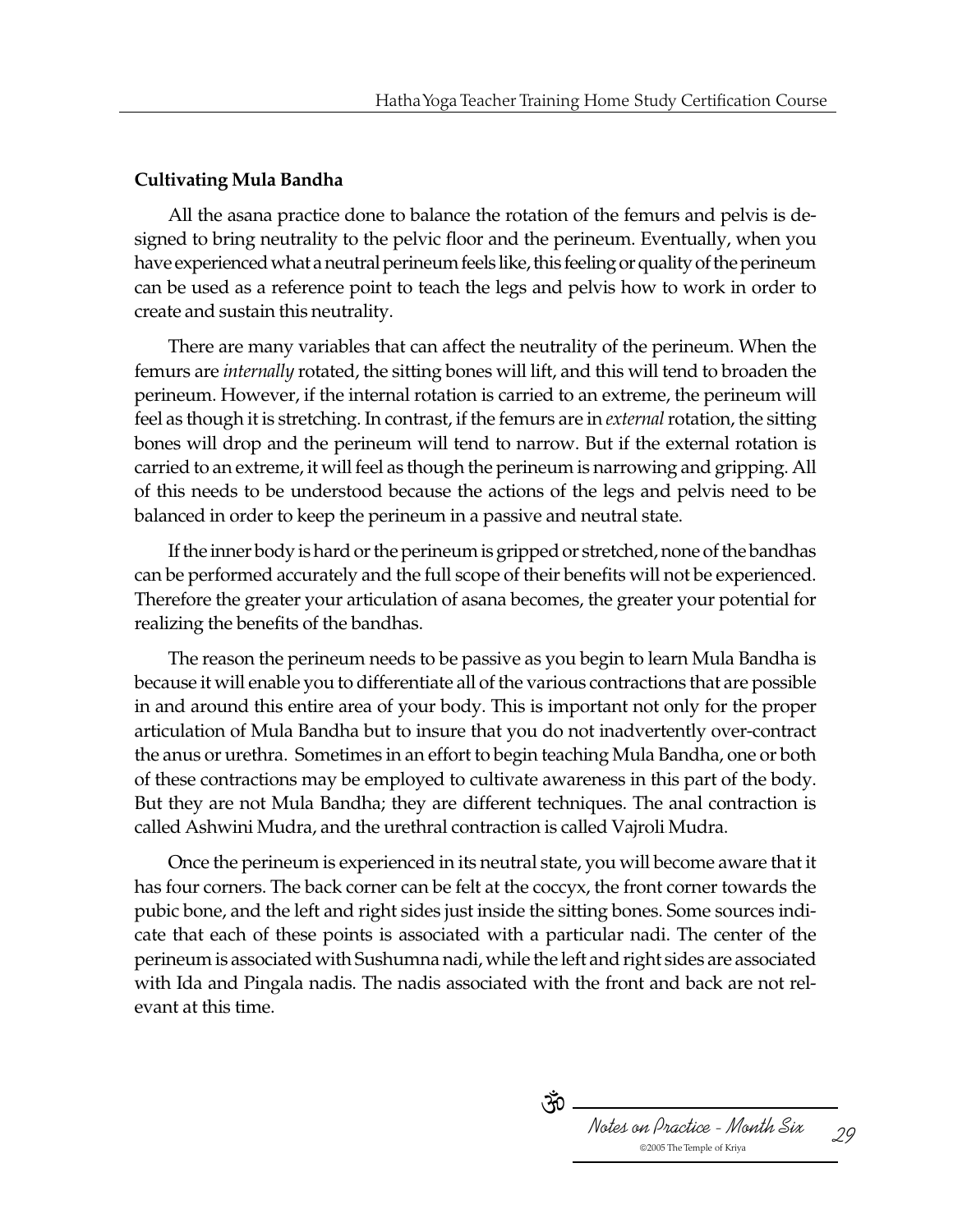**Cultivating Mula Bandha**

All the asana practice done to balance the rotation of the femurs and pelvis is designed to bring neutrality to the pelvic floor and the perineum. Eventually, when you have experienced what a neutral perineum feels like, this feeling or quality of the perineum can be used as a reference point to teach the legs and pelvis how to work in order to create and sustain this neutrality.

There are many variables that can affect the neutrality of the perineum. When the femurs are *internally* rotated, the sitting bones will lift, and this will tend to broaden the perineum. However, if the internal rotation is carried to an extreme, the perineum will feel as though it is stretching. In contrast, if the femurs are in *external* rotation, the sitting bones will drop and the perineum will tend to narrow. But if the external rotation is carried to an extreme, it will feel as though the perineum is narrowing and gripping. All of this needs to be understood because the actions of the legs and pelvis need to be balanced in order to keep the perineum in a passive and neutral state.

If the inner body is hard or the perineum is gripped or stretched, none of the bandhas can be performed accurately and the full scope of their benefits will not be experienced. Therefore the greater your articulation of asana becomes, the greater your potential for realizing the benefits of the bandhas.

The reason the perineum needs to be passive as you begin to learn Mula Bandha is because it will enable you to differentiate all of the various contractions that are possible in and around this entire area of your body. This is important not only for the proper articulation of Mula Bandha but to insure that you do not inadvertently over-contract the anus or urethra. Sometimes in an effort to begin teaching Mula Bandha, one or both of these contractions may be employed to cultivate awareness in this part of the body. But they are not Mula Bandha; they are different techniques. The anal contraction is called Ashwini Mudra, and the urethral contraction is called Vajroli Mudra.

Once the perineum is experienced in its neutral state, you will become aware that it has four corners. The back corner can be felt at the coccyx, the front corner towards the pubic bone, and the left and right sides just inside the sitting bones. Some sources indicate that each of these points is associated with a particular nadi. The center of the perineum is associated with Sushumna nadi, while the left and right sides are associated with Ida and Pingala nadis. The nadis associated with the front and back are not relevant at this time.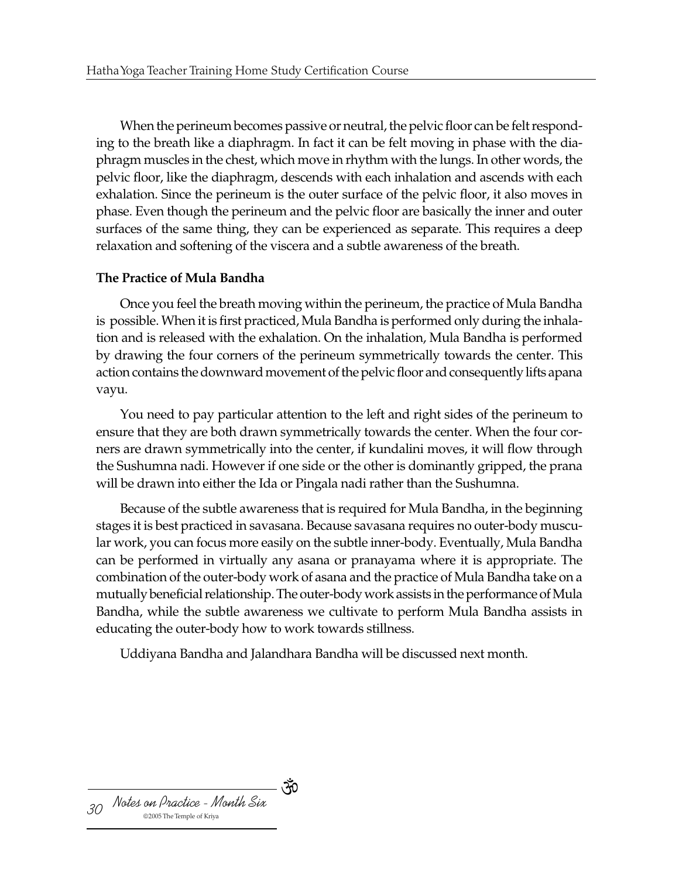When the perineum becomes passive or neutral, the pelvic floor can be felt responding to the breath like a diaphragm. In fact it can be felt moving in phase with the diaphragm muscles in the chest, which move in rhythm with the lungs. In other words, the pelvic floor, like the diaphragm, descends with each inhalation and ascends with each exhalation. Since the perineum is the outer surface of the pelvic floor, it also moves in phase. Even though the perineum and the pelvic floor are basically the inner and outer surfaces of the same thing, they can be experienced as separate. This requires a deep relaxation and softening of the viscera and a subtle awareness of the breath.

**The Practice of Mula Bandha**

Once you feel the breath moving within the perineum, the practice of Mula Bandha is possible. When it is first practiced, Mula Bandha is performed only during the inhalation and is released with the exhalation. On the inhalation, Mula Bandha is performed by drawing the four corners of the perineum symmetrically towards the center. This action contains the downward movement of the pelvic floor and consequently lifts apana vayu.

You need to pay particular attention to the left and right sides of the perineum to ensure that they are both drawn symmetrically towards the center. When the four corners are drawn symmetrically into the center, if kundalini moves, it will flow through the Sushumna nadi. However if one side or the other is dominantly gripped, the prana will be drawn into either the Ida or Pingala nadi rather than the Sushumna.

Because of the subtle awareness that is required for Mula Bandha, in the beginning stages it is best practiced in savasana. Because savasana requires no outer-body muscular work, you can focus more easily on the subtle inner-body. Eventually, Mula Bandha can be performed in virtually any asana or pranayama where it is appropriate. The combination of the outer-body work of asana and the practice of Mula Bandha take on a mutually beneficial relationship. The outer-body work assists in the performance of Mula Bandha, while the subtle awareness we cultivate to perform Mula Bandha assists in educating the outer-body how to work towards stillness.

Uddiyana Bandha and Jalandhara Bandha will be discussed next month.